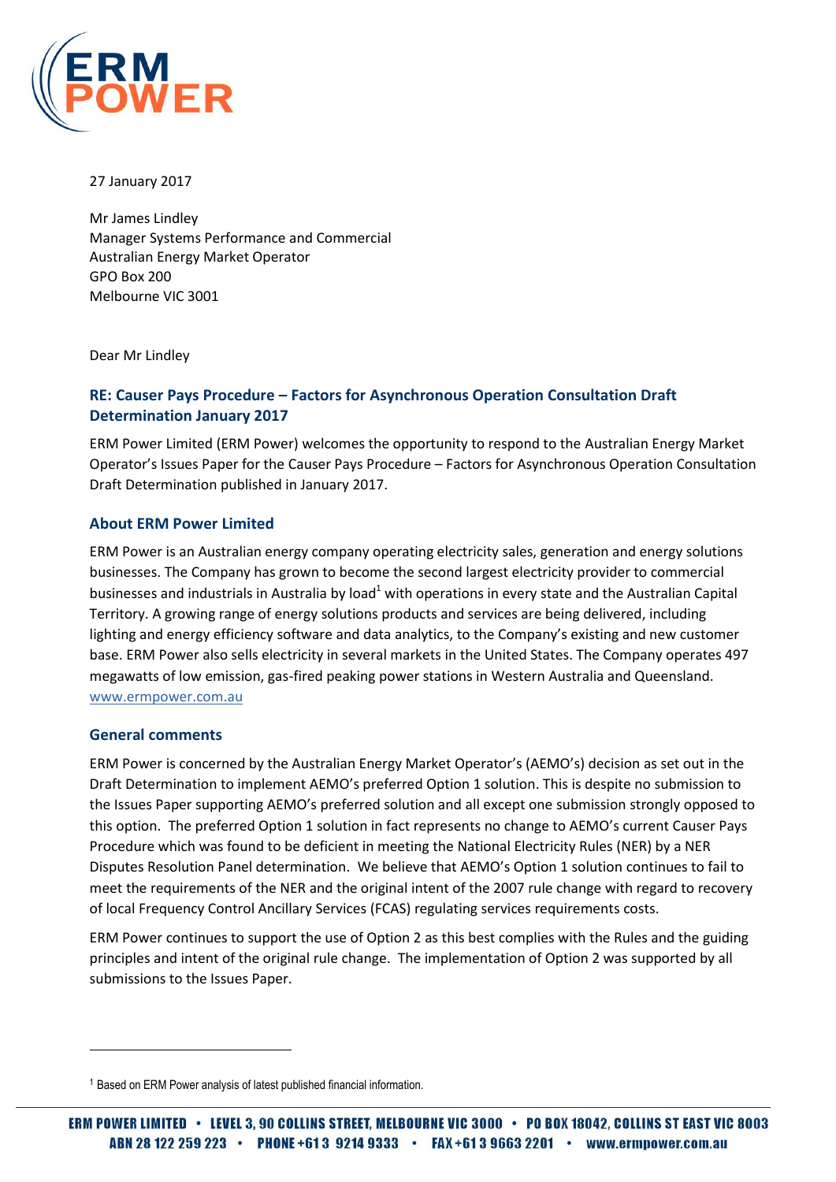27 January 2017

Mr James Lindley
Manager Systems Performance and Commercial
Australian Energy Market Operator
GPO Box 200
Melbourne VIC 3001

Dear Mr Lindley

## RE: Causer Pays Procedure – Factors for Asynchronous Operation Consultation Draft Determination January 2017

ERM Power Limited (ERM Power) welcomes the opportunity to respond to the Australian Energy Market Operator's Issues Paper for the Causer Pays Procedure – Factors for Asynchronous Operation Consultation Draft Determination published in January 2017.

### About ERM Power Limited

ERM Power is an Australian energy company operating electricity sales, generation and energy solutions businesses. The Company has grown to become the second largest electricity provider to commercial businesses and industrials in Australia by load[1] with operations in every state and the Australian Capital Territory. A growing range of energy solutions products and services are being delivered, including lighting and energy efficiency software and data analytics, to the Company's existing and new customer base. ERM Power also sells electricity in several markets in the United States. The Company operates 497 megawatts of low emission, gas-fired peaking power stations in Western Australia and Queensland. www.ermpower.com.au

### General comments

ERM Power is concerned by the Australian Energy Market Operator's (AEMO's) decision as set out in the Draft Determination to implement AEMO's preferred Option 1 solution. This is despite no submission to the Issues Paper supporting AEMO's preferred solution and all except one submission strongly opposed to this option. The preferred Option 1 solution in fact represents no change to AEMO's current Causer Pays Procedure which was found to be deficient in meeting the National Electricity Rules (NER) by a NER Disputes Resolution Panel determination. We believe that AEMO's Option 1 solution continues to fail to meet the requirements of the NER and the original intent of the 2007 rule change with regard to recovery of local Frequency Control Ancillary Services (FCAS) regulating services requirements costs.

ERM Power continues to support the use of Option 2 as this best complies with the Rules and the guiding principles and intent of the original rule change. The implementation of Option 2 was supported by all submissions to the Issues Paper.

---

[1] Based on ERM Power analysis of latest published financial information.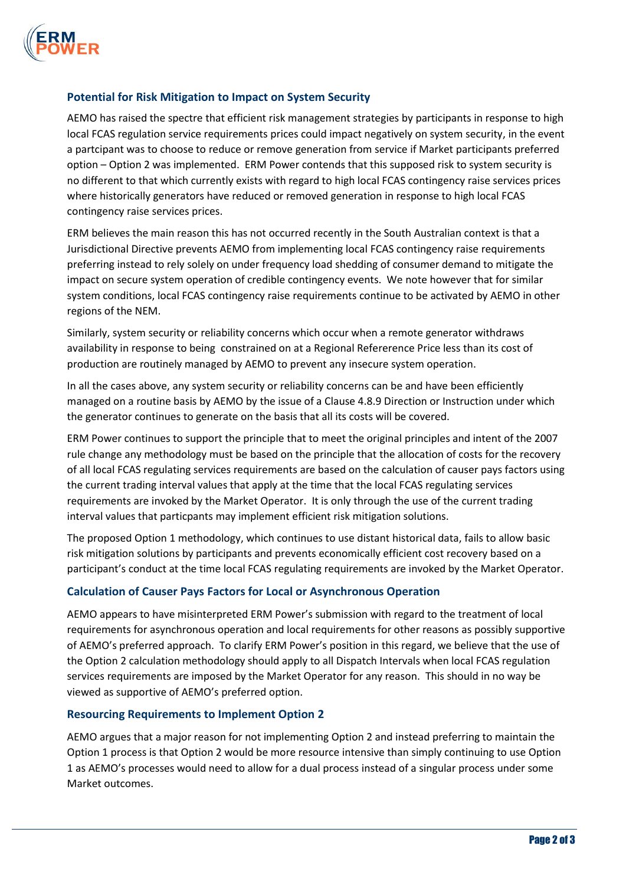### Potential for Risk Mitigation to Impact on System Security

AEMO has raised the spectre that efficient risk management strategies by participants in response to high local FCAS regulation service requirements prices could impact negatively on system security, in the event a partcipant was to choose to reduce or remove generation from service if Market participants preferred option – Option 2 was implemented. ERM Power contends that this supposed risk to system security is no different to that which currently exists with regard to high local FCAS contingency raise services prices where historically generators have reduced or removed generation in response to high local FCAS contingency raise services prices.

ERM believes the main reason this has not occurred recently in the South Australian context is that a Jurisdictional Directive prevents AEMO from implementing local FCAS contingency raise requirements preferring instead to rely solely on under frequency load shedding of consumer demand to mitigate the impact on secure system operation of credible contingency events. We note however that for similar system conditions, local FCAS contingency raise requirements continue to be activated by AEMO in other regions of the NEM.

Similarly, system security or reliability concerns which occur when a remote generator withdraws availability in response to being constrained on at a Regional Refererence Price less than its cost of production are routinely managed by AEMO to prevent any insecure system operation.

In all the cases above, any system security or reliability concerns can be and have been efficiently managed on a routine basis by AEMO by the issue of a Clause 4.8.9 Direction or Instruction under which the generator continues to generate on the basis that all its costs will be covered.

ERM Power continues to support the principle that to meet the original principles and intent of the 2007 rule change any methodology must be based on the principle that the allocation of costs for the recovery of all local FCAS regulating services requirements are based on the calculation of causer pays factors using the current trading interval values that apply at the time that the local FCAS regulating services requirements are invoked by the Market Operator. It is only through the use of the current trading interval values that particpants may implement efficient risk mitigation solutions.

The proposed Option 1 methodology, which continues to use distant historical data, fails to allow basic risk mitigation solutions by participants and prevents economically efficient cost recovery based on a participant's conduct at the time local FCAS regulating requirements are invoked by the Market Operator.

### Calculation of Causer Pays Factors for Local or Asynchronous Operation

AEMO appears to have misinterpreted ERM Power's submission with regard to the treatment of local requirements for asynchronous operation and local requirements for other reasons as possibly supportive of AEMO's preferred approach. To clarify ERM Power's position in this regard, we believe that the use of the Option 2 calculation methodology should apply to all Dispatch Intervals when local FCAS regulation services requirements are imposed by the Market Operator for any reason. This should in no way be viewed as supportive of AEMO's preferred option.

### Resourcing Requirements to Implement Option 2

AEMO argues that a major reason for not implementing Option 2 and instead preferring to maintain the Option 1 process is that Option 2 would be more resource intensive than simply continuing to use Option 1 as AEMO's processes would need to allow for a dual process instead of a singular process under some Market outcomes.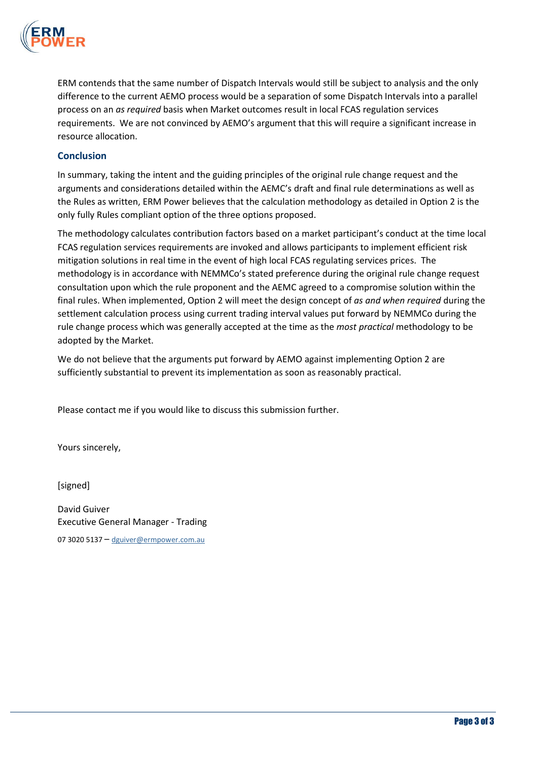ERM contends that the same number of Dispatch Intervals would still be subject to analysis and the only difference to the current AEMO process would be a separation of some Dispatch Intervals into a parallel process on an *as required* basis when Market outcomes result in local FCAS regulation services requirements. We are not convinced by AEMO's argument that this will require a significant increase in resource allocation.

### Conclusion

In summary, taking the intent and the guiding principles of the original rule change request and the arguments and considerations detailed within the AEMC's draft and final rule determinations as well as the Rules as written, ERM Power believes that the calculation methodology as detailed in Option 2 is the only fully Rules compliant option of the three options proposed.

The methodology calculates contribution factors based on a market participant's conduct at the time local FCAS regulation services requirements are invoked and allows participants to implement efficient risk mitigation solutions in real time in the event of high local FCAS regulating services prices. The methodology is in accordance with NEMMCo's stated preference during the original rule change request consultation upon which the rule proponent and the AEMC agreed to a compromise solution within the final rules. When implemented, Option 2 will meet the design concept of *as and when required* during the settlement calculation process using current trading interval values put forward by NEMMCo during the rule change process which was generally accepted at the time as the *most practical* methodology to be adopted by the Market.

We do not believe that the arguments put forward by AEMO against implementing Option 2 are sufficiently substantial to prevent its implementation as soon as reasonably practical.

Please contact me if you would like to discuss this submission further.

Yours sincerely,

[signed]

David Guiver
Executive General Manager - Trading

07 3020 5137 – dguiver@ermpower.com.au